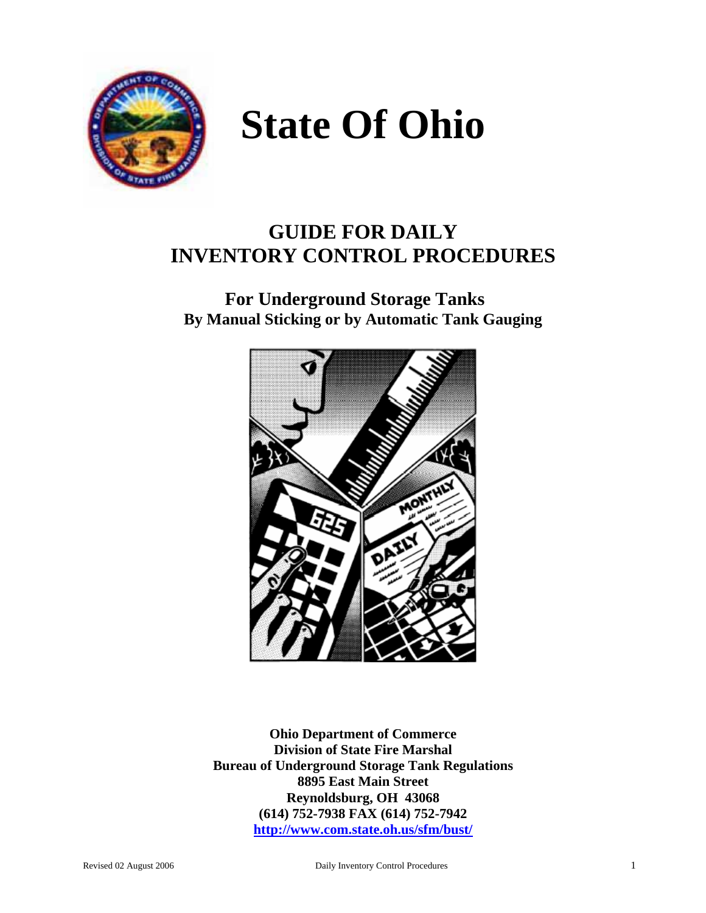# State Of Ohio

## GUIDE FOR DAILY INVENTORY CONTROL PROCEDURES

### For Underground Storage Tanks
### By Manual Sticking or by Automatic Tank Gauging

**Ohio Department of Commerce**
**Division of State Fire Marshal**
**Bureau of Underground Storage Tank Regulations**
**8895 East Main Street**
**Reynoldsburg, OH 43068**
**(614) 752-7938 FAX (614) 752-7942**
**http://www.com.state.oh.us/sfm/bust/**

Revised 02 August 2006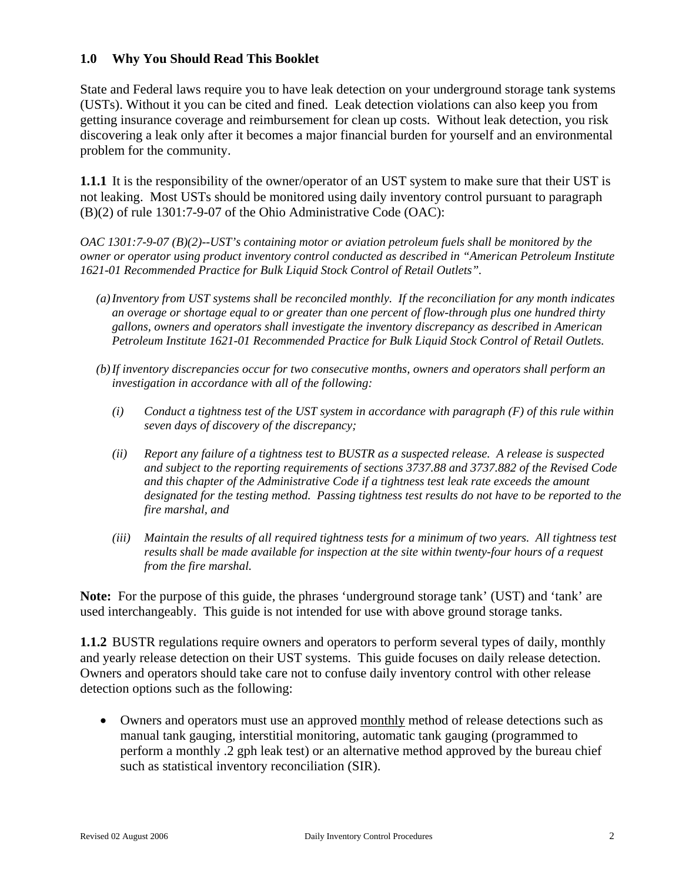## 1.0 Why You Should Read This Booklet

State and Federal laws require you to have leak detection on your underground storage tank systems (USTs). Without it you can be cited and fined. Leak detection violations can also keep you from getting insurance coverage and reimbursement for clean up costs. Without leak detection, you risk discovering a leak only after it becomes a major financial burden for yourself and an environmental problem for the community.

**1.1.1** It is the responsibility of the owner/operator of an UST system to make sure that their UST is not leaking. Most USTs should be monitored using daily inventory control pursuant to paragraph (B)(2) of rule 1301:7-9-07 of the Ohio Administrative Code (OAC):

*OAC 1301:7-9-07 (B)(2)--UST's containing motor or aviation petroleum fuels shall be monitored by the owner or operator using product inventory control conducted as described in "American Petroleum Institute 1621-01 Recommended Practice for Bulk Liquid Stock Control of Retail Outlets".*

*(a) Inventory from UST systems shall be reconciled monthly. If the reconciliation for any month indicates an overage or shortage equal to or greater than one percent of flow-through plus one hundred thirty gallons, owners and operators shall investigate the inventory discrepancy as described in American Petroleum Institute 1621-01 Recommended Practice for Bulk Liquid Stock Control of Retail Outlets.*

*(b) If inventory discrepancies occur for two consecutive months, owners and operators shall perform an investigation in accordance with all of the following:*

*(i) Conduct a tightness test of the UST system in accordance with paragraph (F) of this rule within seven days of discovery of the discrepancy;*

*(ii) Report any failure of a tightness test to BUSTR as a suspected release. A release is suspected and subject to the reporting requirements of sections 3737.88 and 3737.882 of the Revised Code and this chapter of the Administrative Code if a tightness test leak rate exceeds the amount designated for the testing method. Passing tightness test results do not have to be reported to the fire marshal, and*

*(iii) Maintain the results of all required tightness tests for a minimum of two years. All tightness test results shall be made available for inspection at the site within twenty-four hours of a request from the fire marshal.*

**Note:** For the purpose of this guide, the phrases 'underground storage tank' (UST) and 'tank' are used interchangeably. This guide is not intended for use with above ground storage tanks.

**1.1.2** BUSTR regulations require owners and operators to perform several types of daily, monthly and yearly release detection on their UST systems. This guide focuses on daily release detection. Owners and operators should take care not to confuse daily inventory control with other release detection options such as the following:

- Owners and operators must use an approved <u>monthly</u> method of release detections such as manual tank gauging, interstitial monitoring, automatic tank gauging (programmed to perform a monthly .2 gph leak test) or an alternative method approved by the bureau chief such as statistical inventory reconciliation (SIR).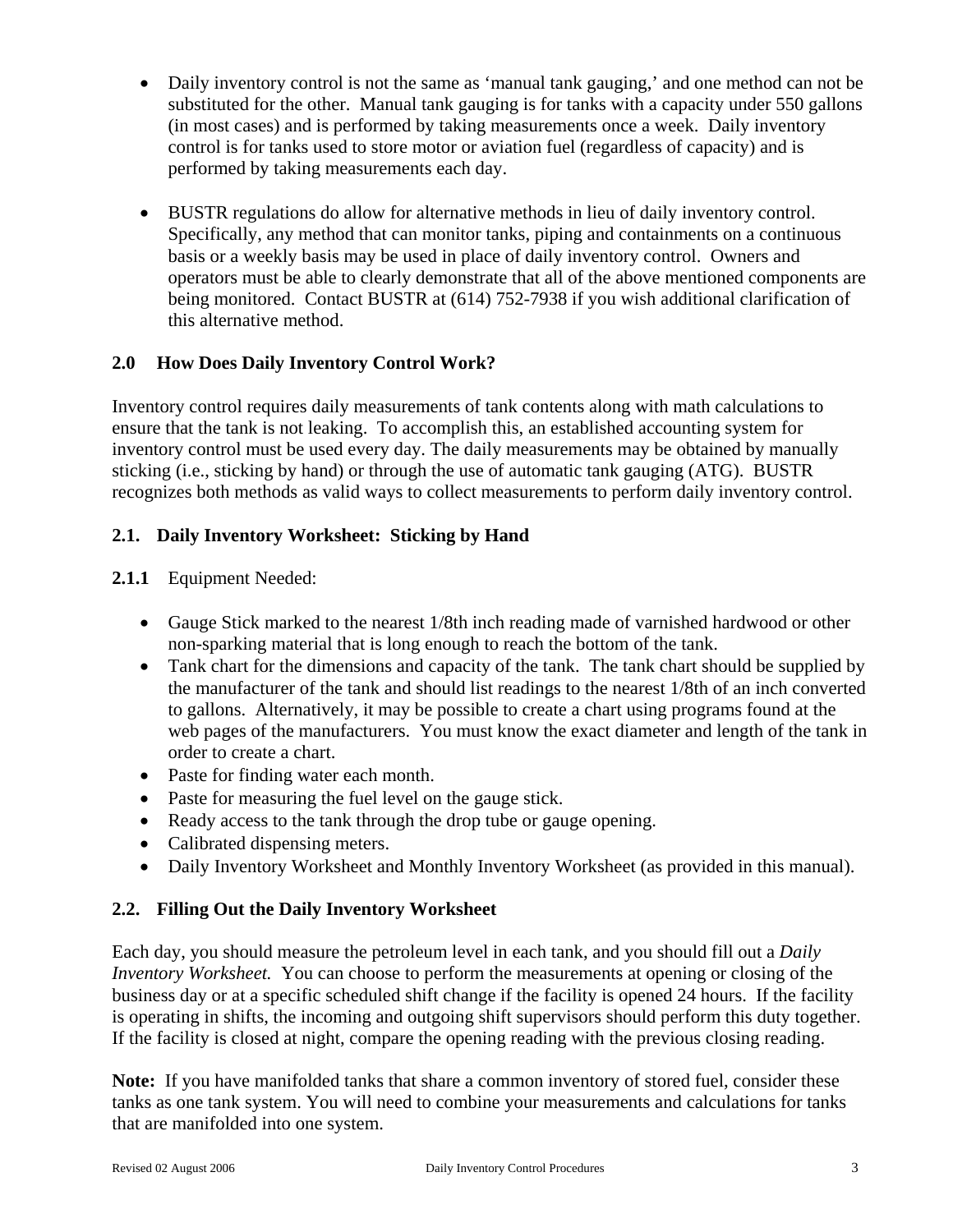- Daily inventory control is not the same as 'manual tank gauging,' and one method can not be substituted for the other. Manual tank gauging is for tanks with a capacity under 550 gallons (in most cases) and is performed by taking measurements once a week. Daily inventory control is for tanks used to store motor or aviation fuel (regardless of capacity) and is performed by taking measurements each day.

- BUSTR regulations do allow for alternative methods in lieu of daily inventory control. Specifically, any method that can monitor tanks, piping and containments on a continuous basis or a weekly basis may be used in place of daily inventory control. Owners and operators must be able to clearly demonstrate that all of the above mentioned components are being monitored. Contact BUSTR at (614) 752-7938 if you wish additional clarification of this alternative method.

## 2.0 How Does Daily Inventory Control Work?

Inventory control requires daily measurements of tank contents along with math calculations to ensure that the tank is not leaking. To accomplish this, an established accounting system for inventory control must be used every day. The daily measurements may be obtained by manually sticking (i.e., sticking by hand) or through the use of automatic tank gauging (ATG). BUSTR recognizes both methods as valid ways to collect measurements to perform daily inventory control.

### 2.1. Daily Inventory Worksheet: Sticking by Hand

**2.1.1** Equipment Needed:

- Gauge Stick marked to the nearest 1/8th inch reading made of varnished hardwood or other non-sparking material that is long enough to reach the bottom of the tank.
- Tank chart for the dimensions and capacity of the tank. The tank chart should be supplied by the manufacturer of the tank and should list readings to the nearest 1/8th of an inch converted to gallons. Alternatively, it may be possible to create a chart using programs found at the web pages of the manufacturers. You must know the exact diameter and length of the tank in order to create a chart.
- Paste for finding water each month.
- Paste for measuring the fuel level on the gauge stick.
- Ready access to the tank through the drop tube or gauge opening.
- Calibrated dispensing meters.
- Daily Inventory Worksheet and Monthly Inventory Worksheet (as provided in this manual).

### 2.2. Filling Out the Daily Inventory Worksheet

Each day, you should measure the petroleum level in each tank, and you should fill out a *Daily Inventory Worksheet.* You can choose to perform the measurements at opening or closing of the business day or at a specific scheduled shift change if the facility is opened 24 hours. If the facility is operating in shifts, the incoming and outgoing shift supervisors should perform this duty together. If the facility is closed at night, compare the opening reading with the previous closing reading.

**Note:** If you have manifolded tanks that share a common inventory of stored fuel, consider these tanks as one tank system. You will need to combine your measurements and calculations for tanks that are manifolded into one system.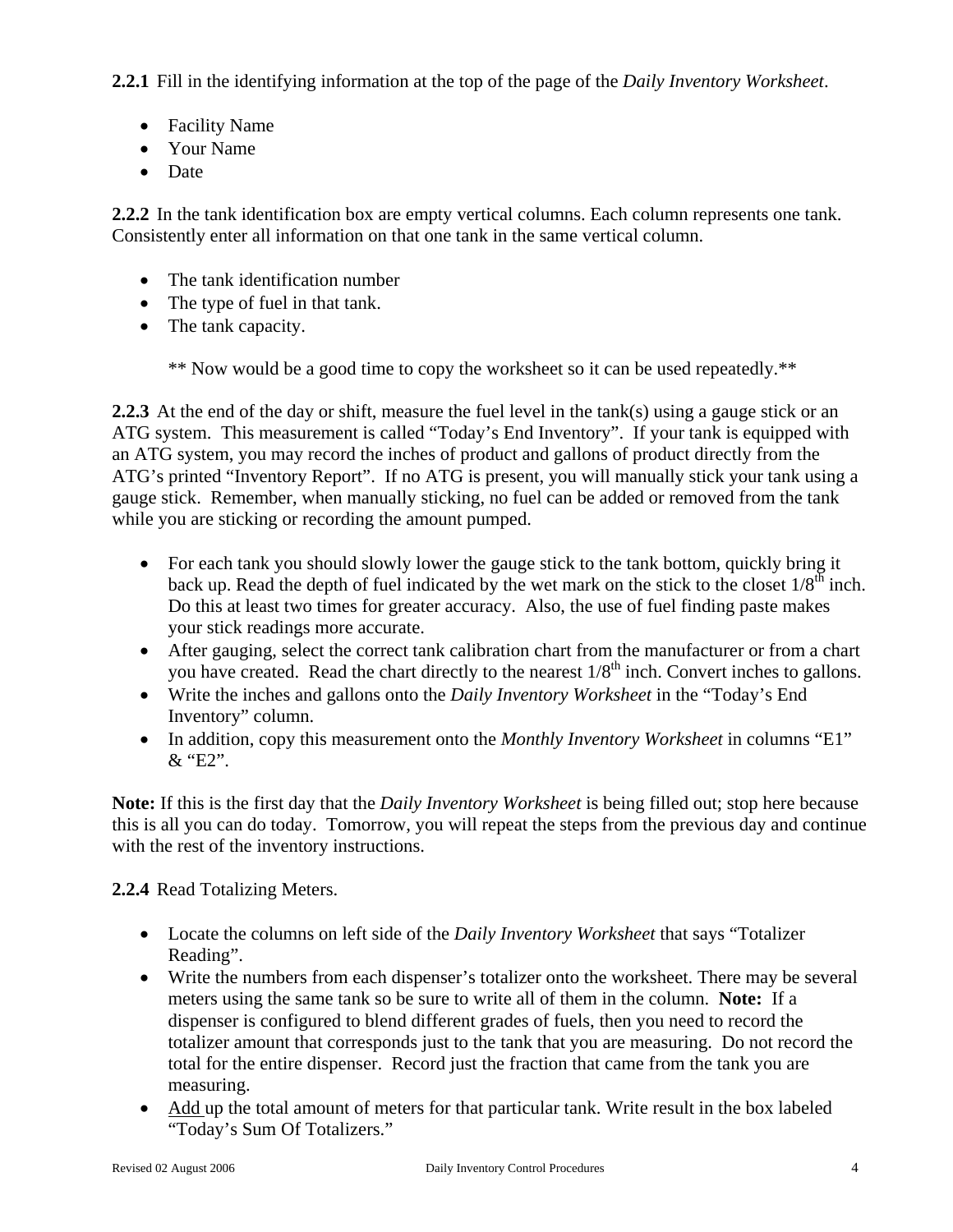**2.2.1** Fill in the identifying information at the top of the page of the *Daily Inventory Worksheet*.

- Facility Name
- Your Name
- Date

**2.2.2** In the tank identification box are empty vertical columns. Each column represents one tank. Consistently enter all information on that one tank in the same vertical column.

- The tank identification number
- The type of fuel in that tank.
- The tank capacity.

  ** Now would be a good time to copy the worksheet so it can be used repeatedly.**

**2.2.3** At the end of the day or shift, measure the fuel level in the tank(s) using a gauge stick or an ATG system. This measurement is called "Today's End Inventory". If your tank is equipped with an ATG system, you may record the inches of product and gallons of product directly from the ATG's printed "Inventory Report". If no ATG is present, you will manually stick your tank using a gauge stick. Remember, when manually sticking, no fuel can be added or removed from the tank while you are sticking or recording the amount pumped.

- For each tank you should slowly lower the gauge stick to the tank bottom, quickly bring it back up. Read the depth of fuel indicated by the wet mark on the stick to the closet 1/8th inch. Do this at least two times for greater accuracy. Also, the use of fuel finding paste makes your stick readings more accurate.
- After gauging, select the correct tank calibration chart from the manufacturer or from a chart you have created. Read the chart directly to the nearest 1/8th inch. Convert inches to gallons.
- Write the inches and gallons onto the *Daily Inventory Worksheet* in the "Today's End Inventory" column.
- In addition, copy this measurement onto the *Monthly Inventory Worksheet* in columns "E1" & "E2".

**Note:** If this is the first day that the *Daily Inventory Worksheet* is being filled out; stop here because this is all you can do today. Tomorrow, you will repeat the steps from the previous day and continue with the rest of the inventory instructions.

**2.2.4** Read Totalizing Meters.

- Locate the columns on left side of the *Daily Inventory Worksheet* that says "Totalizer Reading".
- Write the numbers from each dispenser's totalizer onto the worksheet. There may be several meters using the same tank so be sure to write all of them in the column. **Note:** If a dispenser is configured to blend different grades of fuels, then you need to record the totalizer amount that corresponds just to the tank that you are measuring. Do not record the total for the entire dispenser. Record just the fraction that came from the tank you are measuring.
- Add up the total amount of meters for that particular tank. Write result in the box labeled "Today's Sum Of Totalizers."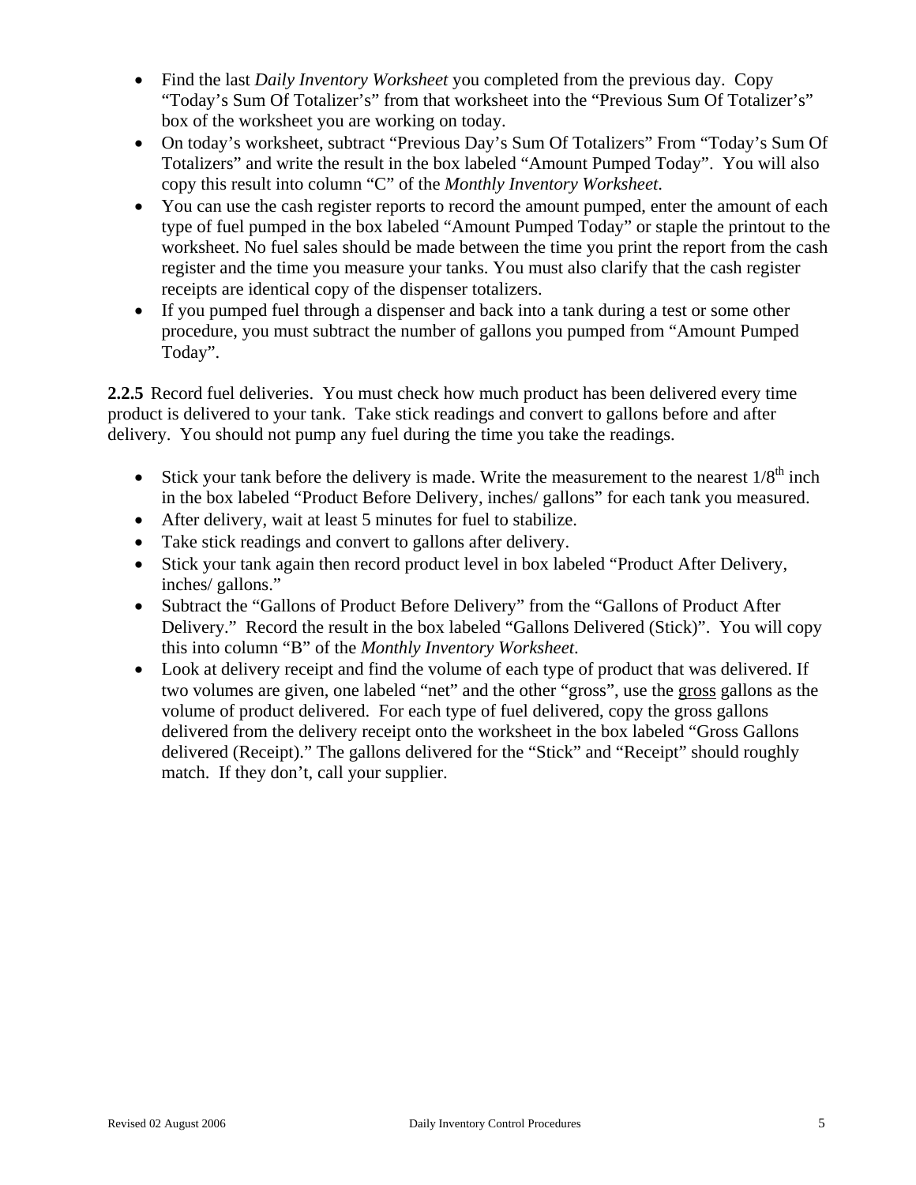- Find the last *Daily Inventory Worksheet* you completed from the previous day. Copy "Today's Sum Of Totalizer's" from that worksheet into the "Previous Sum Of Totalizer's" box of the worksheet you are working on today.
- On today's worksheet, subtract "Previous Day's Sum Of Totalizers" From "Today's Sum Of Totalizers" and write the result in the box labeled "Amount Pumped Today". You will also copy this result into column "C" of the *Monthly Inventory Worksheet*.
- You can use the cash register reports to record the amount pumped, enter the amount of each type of fuel pumped in the box labeled "Amount Pumped Today" or staple the printout to the worksheet. No fuel sales should be made between the time you print the report from the cash register and the time you measure your tanks. You must also clarify that the cash register receipts are identical copy of the dispenser totalizers.
- If you pumped fuel through a dispenser and back into a tank during a test or some other procedure, you must subtract the number of gallons you pumped from "Amount Pumped Today".

**2.2.5** Record fuel deliveries. You must check how much product has been delivered every time product is delivered to your tank. Take stick readings and convert to gallons before and after delivery. You should not pump any fuel during the time you take the readings.

- Stick your tank before the delivery is made. Write the measurement to the nearest 1/8th inch in the box labeled "Product Before Delivery, inches/ gallons" for each tank you measured.
- After delivery, wait at least 5 minutes for fuel to stabilize.
- Take stick readings and convert to gallons after delivery.
- Stick your tank again then record product level in box labeled "Product After Delivery, inches/ gallons."
- Subtract the "Gallons of Product Before Delivery" from the "Gallons of Product After Delivery." Record the result in the box labeled "Gallons Delivered (Stick)". You will copy this into column "B" of the *Monthly Inventory Worksheet*.
- Look at delivery receipt and find the volume of each type of product that was delivered. If two volumes are given, one labeled "net" and the other "gross", use the <u>gross</u> gallons as the volume of product delivered. For each type of fuel delivered, copy the gross gallons delivered from the delivery receipt onto the worksheet in the box labeled "Gross Gallons delivered (Receipt)." The gallons delivered for the "Stick" and "Receipt" should roughly match. If they don't, call your supplier.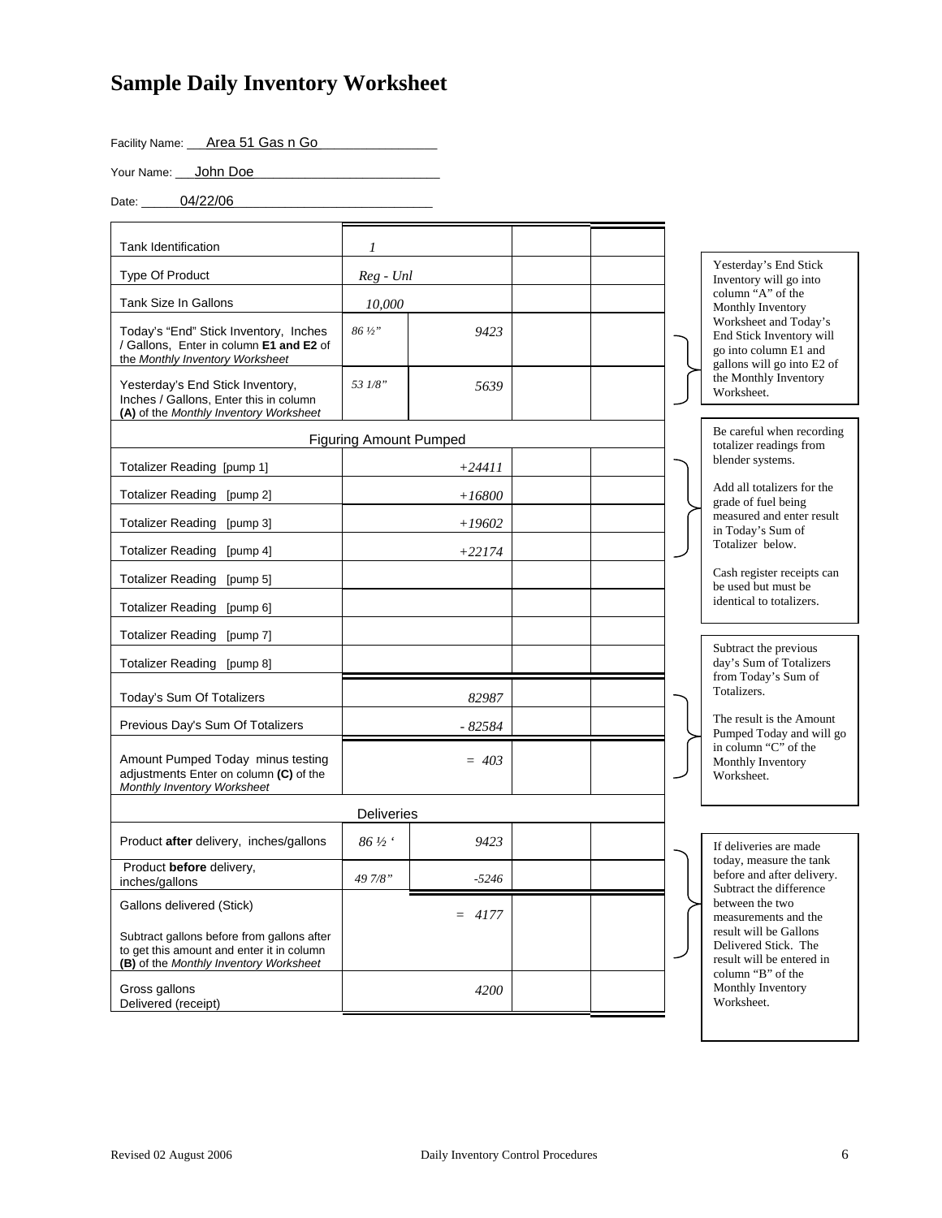# Sample Daily Inventory Worksheet

Facility Name: Area 51 Gas n Go

Your Name: John Doe

Date: 04/22/06

| Tank Identification | *1* | | | |
|---|---|---|---|---|
| Type Of Product | *Reg - Unl* | | | |
| Tank Size In Gallons | *10,000* | | | |
| Today's "End" Stick Inventory, Inches / Gallons, Enter in column **E1 and E2** of the *Monthly Inventory Worksheet* | *86 ½"* | *9423* | | |
| Yesterday's End Stick Inventory, Inches / Gallons, Enter this in column **(A)** of the *Monthly Inventory Worksheet* | *53 1/8"* | *5639* | | |
| **Figuring Amount Pumped** | | | | |
| Totalizer Reading [pump 1] | | *+24411* | | |
| Totalizer Reading [pump 2] | | *+16800* | | |
| Totalizer Reading [pump 3] | | *+19602* | | |
| Totalizer Reading [pump 4] | | *+22174* | | |
| Totalizer Reading [pump 5] | | | | |
| Totalizer Reading [pump 6] | | | | |
| Totalizer Reading [pump 7] | | | | |
| Totalizer Reading [pump 8] | | | | |
| Today's Sum Of Totalizers | | *82987* | | |
| Previous Day's Sum Of Totalizers | | *- 82584* | | |
| Amount Pumped Today minus testing adjustments Enter on column **(C)** of the *Monthly Inventory Worksheet* | | *= 403* | | |
| **Deliveries** | | | | |
| Product **after** delivery, inches/gallons | *86 ½ '* | *9423* | | |
| Product **before** delivery, inches/gallons | *49 7/8"* | *-5246* | | |
| Gallons delivered (Stick)<br><br>Subtract gallons before from gallons after to get this amount and enter it in column **(B)** of the *Monthly Inventory Worksheet* | | *= 4177* | | |
| Gross gallons Delivered (receipt) | | *4200* | | |

Yesterday's End Stick Inventory will go into column "A" of the Monthly Inventory Worksheet and Today's End Stick Inventory will go into column E1 and gallons will go into E2 of the Monthly Inventory Worksheet.

Be careful when recording totalizer readings from blender systems.

Add all totalizers for the grade of fuel being measured and enter result in Today's Sum of Totalizer below.

Cash register receipts can be used but must be identical to totalizers.

Subtract the previous day's Sum of Totalizers from Today's Sum of Totalizers.

The result is the Amount Pumped Today and will go in column "C" of the Monthly Inventory Worksheet.

If deliveries are made today, measure the tank before and after delivery. Subtract the difference between the two measurements and the result will be Gallons Delivered Stick. The result will be entered in column "B" of the Monthly Inventory Worksheet.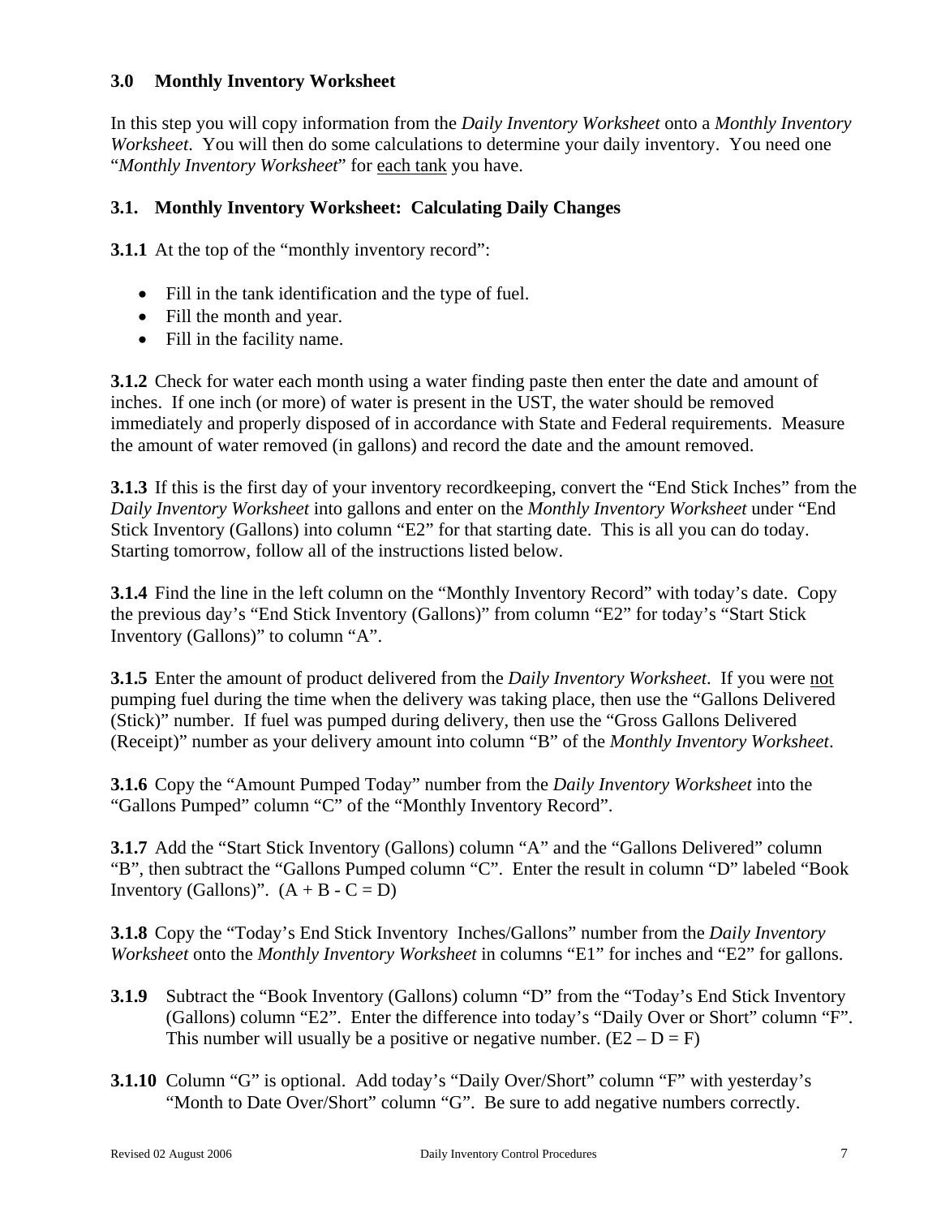## 3.0 Monthly Inventory Worksheet

In this step you will copy information from the *Daily Inventory Worksheet* onto a *Monthly Inventory Worksheet*. You will then do some calculations to determine your daily inventory. You need one "*Monthly Inventory Worksheet*" for each tank you have.

### 3.1. Monthly Inventory Worksheet: Calculating Daily Changes

**3.1.1** At the top of the "monthly inventory record":

- Fill in the tank identification and the type of fuel.
- Fill the month and year.
- Fill in the facility name.

**3.1.2** Check for water each month using a water finding paste then enter the date and amount of inches. If one inch (or more) of water is present in the UST, the water should be removed immediately and properly disposed of in accordance with State and Federal requirements. Measure the amount of water removed (in gallons) and record the date and the amount removed.

**3.1.3** If this is the first day of your inventory recordkeeping, convert the "End Stick Inches" from the *Daily Inventory Worksheet* into gallons and enter on the *Monthly Inventory Worksheet* under "End Stick Inventory (Gallons) into column "E2" for that starting date. This is all you can do today. Starting tomorrow, follow all of the instructions listed below.

**3.1.4** Find the line in the left column on the "Monthly Inventory Record" with today's date. Copy the previous day's "End Stick Inventory (Gallons)" from column "E2" for today's "Start Stick Inventory (Gallons)" to column "A".

**3.1.5** Enter the amount of product delivered from the *Daily Inventory Worksheet*. If you were not pumping fuel during the time when the delivery was taking place, then use the "Gallons Delivered (Stick)" number. If fuel was pumped during delivery, then use the "Gross Gallons Delivered (Receipt)" number as your delivery amount into column "B" of the *Monthly Inventory Worksheet*.

**3.1.6** Copy the "Amount Pumped Today" number from the *Daily Inventory Worksheet* into the "Gallons Pumped" column "C" of the "Monthly Inventory Record".

**3.1.7** Add the "Start Stick Inventory (Gallons) column "A" and the "Gallons Delivered" column "B", then subtract the "Gallons Pumped column "C". Enter the result in column "D" labeled "Book Inventory (Gallons)". $(A + B - C = D)$

**3.1.8** Copy the "Today's End Stick Inventory Inches/Gallons" number from the *Daily Inventory Worksheet* onto the *Monthly Inventory Worksheet* in columns "E1" for inches and "E2" for gallons.

**3.1.9** Subtract the "Book Inventory (Gallons) column "D" from the "Today's End Stick Inventory (Gallons) column "E2". Enter the difference into today's "Daily Over or Short" column "F". This number will usually be a positive or negative number. $(E2 – D = F)$

**3.1.10** Column "G" is optional. Add today's "Daily Over/Short" column "F" with yesterday's "Month to Date Over/Short" column "G". Be sure to add negative numbers correctly.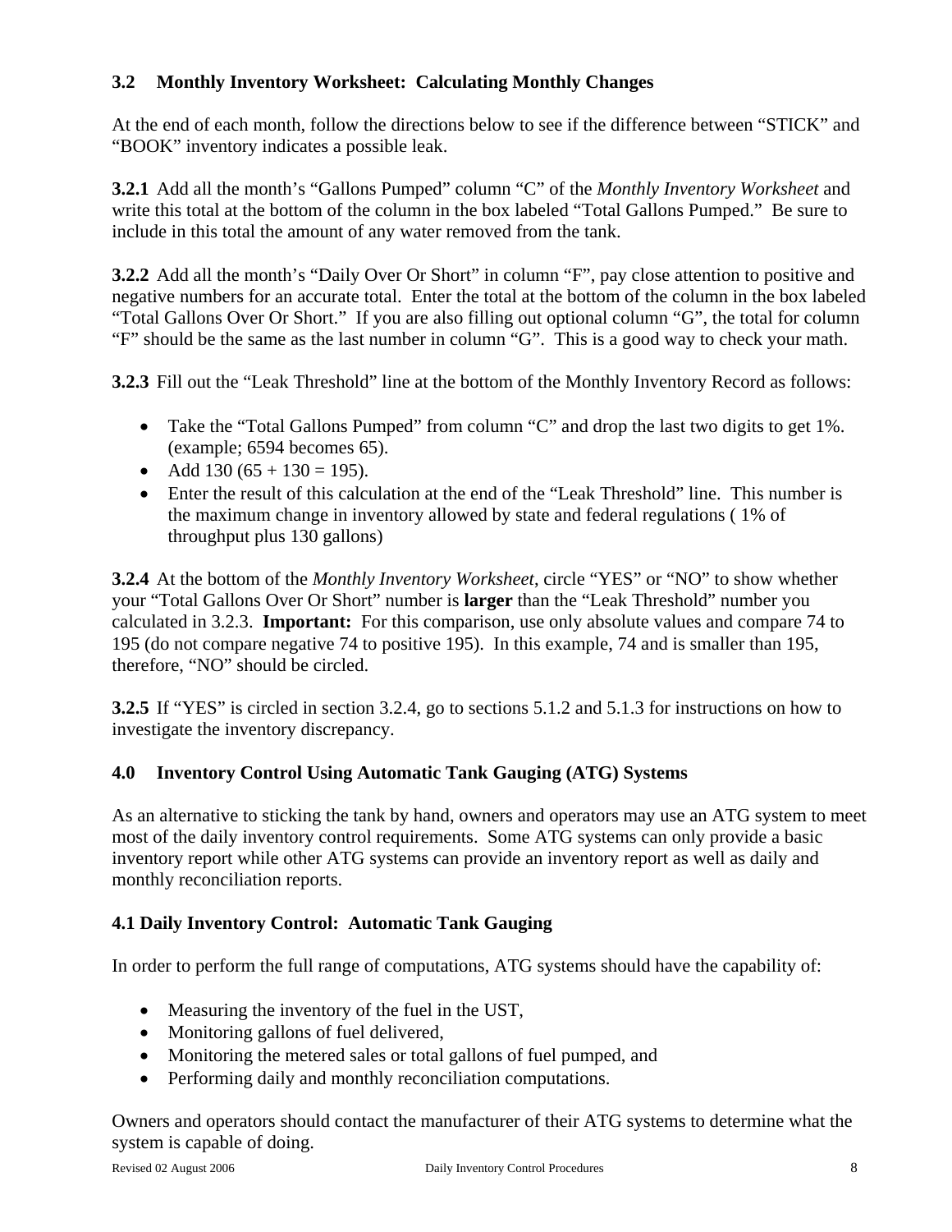### 3.2 Monthly Inventory Worksheet: Calculating Monthly Changes

At the end of each month, follow the directions below to see if the difference between "STICK" and "BOOK" inventory indicates a possible leak.

**3.2.1** Add all the month's "Gallons Pumped" column "C" of the *Monthly Inventory Worksheet* and write this total at the bottom of the column in the box labeled "Total Gallons Pumped." Be sure to include in this total the amount of any water removed from the tank.

**3.2.2** Add all the month's "Daily Over Or Short" in column "F", pay close attention to positive and negative numbers for an accurate total. Enter the total at the bottom of the column in the box labeled "Total Gallons Over Or Short." If you are also filling out optional column "G", the total for column "F" should be the same as the last number in column "G". This is a good way to check your math.

**3.2.3** Fill out the "Leak Threshold" line at the bottom of the Monthly Inventory Record as follows:

- Take the "Total Gallons Pumped" from column "C" and drop the last two digits to get 1%. (example; 6594 becomes 65).
- Add 130 (65 + 130 = 195).
- Enter the result of this calculation at the end of the "Leak Threshold" line. This number is the maximum change in inventory allowed by state and federal regulations ( 1% of throughput plus 130 gallons)

**3.2.4** At the bottom of the *Monthly Inventory Worksheet*, circle "YES" or "NO" to show whether your "Total Gallons Over Or Short" number is **larger** than the "Leak Threshold" number you calculated in 3.2.3. **Important:** For this comparison, use only absolute values and compare 74 to 195 (do not compare negative 74 to positive 195). In this example, 74 and is smaller than 195, therefore, "NO" should be circled.

**3.2.5** If "YES" is circled in section 3.2.4, go to sections 5.1.2 and 5.1.3 for instructions on how to investigate the inventory discrepancy.

## 4.0 Inventory Control Using Automatic Tank Gauging (ATG) Systems

As an alternative to sticking the tank by hand, owners and operators may use an ATG system to meet most of the daily inventory control requirements. Some ATG systems can only provide a basic inventory report while other ATG systems can provide an inventory report as well as daily and monthly reconciliation reports.

### 4.1 Daily Inventory Control: Automatic Tank Gauging

In order to perform the full range of computations, ATG systems should have the capability of:

- Measuring the inventory of the fuel in the UST,
- Monitoring gallons of fuel delivered,
- Monitoring the metered sales or total gallons of fuel pumped, and
- Performing daily and monthly reconciliation computations.

Owners and operators should contact the manufacturer of their ATG systems to determine what the system is capable of doing.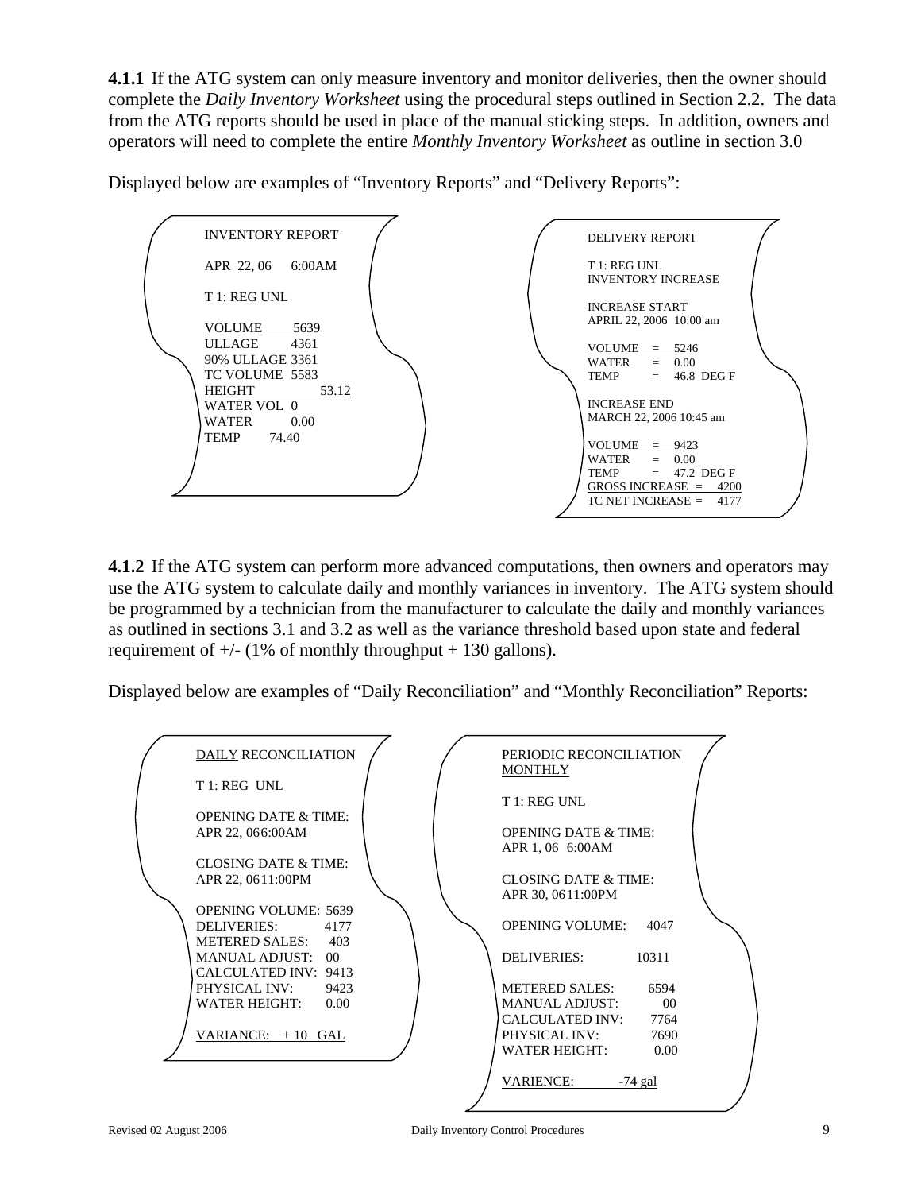**4.1.1** If the ATG system can only measure inventory and monitor deliveries, then the owner should complete the *Daily Inventory Worksheet* using the procedural steps outlined in Section 2.2. The data from the ATG reports should be used in place of the manual sticking steps. In addition, owners and operators will need to complete the entire *Monthly Inventory Worksheet* as outline in section 3.0

Displayed below are examples of "Inventory Reports" and "Delivery Reports":

```
INVENTORY REPORT

APR 22, 06    6:00AM

T 1: REG UNL

VOLUME        5639
ULLAGE        4361
90% ULLAGE 3361
TC VOLUME  5583
HEIGHT              53.12
WATER VOL  0
WATER          0.00
TEMP       74.40
```

```
DELIVERY REPORT

T 1: REG UNL
INVENTORY INCREASE

INCREASE START
APRIL 22, 2006  10:00 am

VOLUME    =   5246
WATER      =   0.00
TEMP        =   46.8  DEG F

INCREASE END
MARCH 22, 2006 10:45 am

VOLUME    =   9423
WATER      =   0.00
TEMP        =   47.2  DEG F
GROSS INCREASE  =    4200
TC NET INCREASE =    4177
```

**4.1.2** If the ATG system can perform more advanced computations, then owners and operators may use the ATG system to calculate daily and monthly variances in inventory. The ATG system should be programmed by a technician from the manufacturer to calculate the daily and monthly variances as outlined in sections 3.1 and 3.2 as well as the variance threshold based upon state and federal requirement of +/- (1% of monthly throughput + 130 gallons).

Displayed below are examples of "Daily Reconciliation" and "Monthly Reconciliation" Reports:

```
DAILY RECONCILIATION

T 1: REG  UNL

OPENING DATE & TIME:
APR 22, 066:00AM

CLOSING DATE & TIME:
APR 22, 0611:00PM

OPENING VOLUME:  5639
DELIVERIES:           4177
METERED SALES:     403
MANUAL ADJUST:   00
CALCULATED INV:  9413
PHYSICAL INV:        9423
WATER HEIGHT:      0.00

VARIANCE:   + 10   GAL
```

```
PERIODIC RECONCILIATION
MONTHLY

T 1: REG UNL

OPENING DATE & TIME:
APR 1, 06  6:00AM

CLOSING DATE & TIME:
APR 30, 0611:00PM

OPENING VOLUME:      4047

DELIVERIES:              10311

METERED SALES:          6594
MANUAL ADJUST:             00
CALCULATED INV:         7764
PHYSICAL INV:              7690
WATER HEIGHT:              0.00

VARIENCE:           -74 gal
```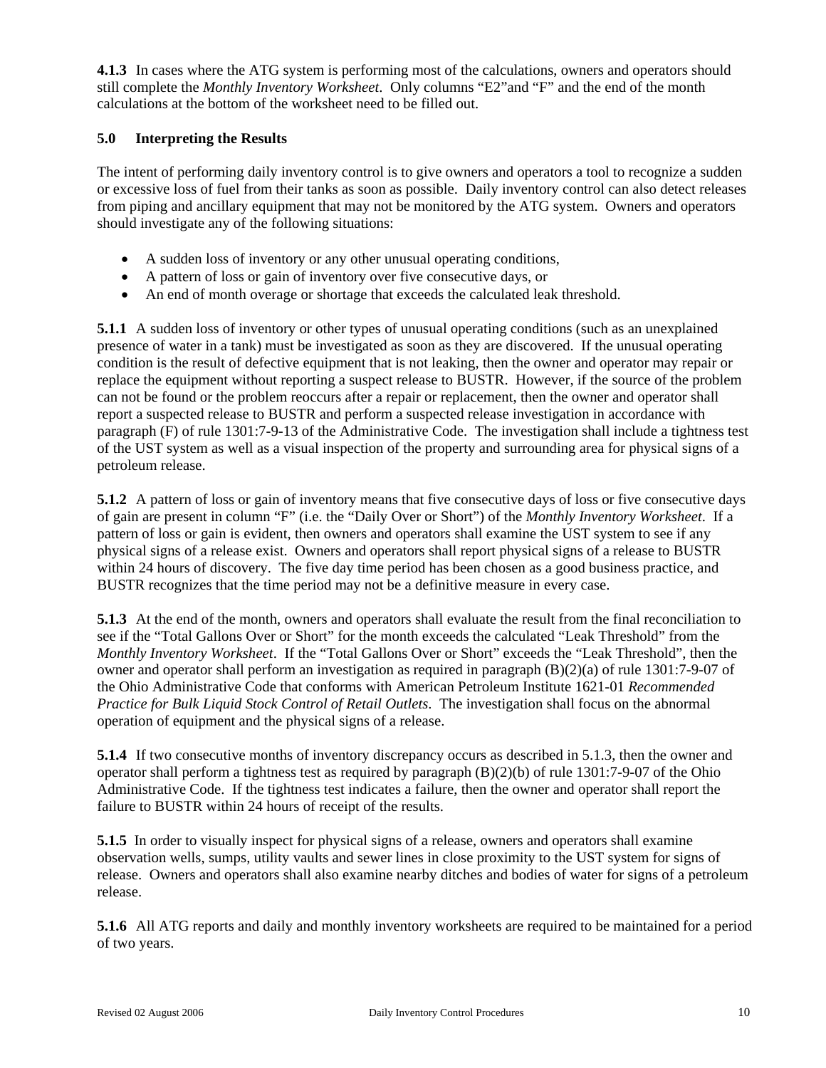**4.1.3** In cases where the ATG system is performing most of the calculations, owners and operators should still complete the *Monthly Inventory Worksheet*. Only columns "E2"and "F" and the end of the month calculations at the bottom of the worksheet need to be filled out.

## 5.0 Interpreting the Results

The intent of performing daily inventory control is to give owners and operators a tool to recognize a sudden or excessive loss of fuel from their tanks as soon as possible. Daily inventory control can also detect releases from piping and ancillary equipment that may not be monitored by the ATG system. Owners and operators should investigate any of the following situations:

- A sudden loss of inventory or any other unusual operating conditions,
- A pattern of loss or gain of inventory over five consecutive days, or
- An end of month overage or shortage that exceeds the calculated leak threshold.

**5.1.1** A sudden loss of inventory or other types of unusual operating conditions (such as an unexplained presence of water in a tank) must be investigated as soon as they are discovered. If the unusual operating condition is the result of defective equipment that is not leaking, then the owner and operator may repair or replace the equipment without reporting a suspect release to BUSTR. However, if the source of the problem can not be found or the problem reoccurs after a repair or replacement, then the owner and operator shall report a suspected release to BUSTR and perform a suspected release investigation in accordance with paragraph (F) of rule 1301:7-9-13 of the Administrative Code. The investigation shall include a tightness test of the UST system as well as a visual inspection of the property and surrounding area for physical signs of a petroleum release.

**5.1.2** A pattern of loss or gain of inventory means that five consecutive days of loss or five consecutive days of gain are present in column "F" (i.e. the "Daily Over or Short") of the *Monthly Inventory Worksheet*. If a pattern of loss or gain is evident, then owners and operators shall examine the UST system to see if any physical signs of a release exist. Owners and operators shall report physical signs of a release to BUSTR within 24 hours of discovery. The five day time period has been chosen as a good business practice, and BUSTR recognizes that the time period may not be a definitive measure in every case.

**5.1.3** At the end of the month, owners and operators shall evaluate the result from the final reconciliation to see if the "Total Gallons Over or Short" for the month exceeds the calculated "Leak Threshold" from the *Monthly Inventory Worksheet*. If the "Total Gallons Over or Short" exceeds the "Leak Threshold", then the owner and operator shall perform an investigation as required in paragraph (B)(2)(a) of rule 1301:7-9-07 of the Ohio Administrative Code that conforms with American Petroleum Institute 1621-01 *Recommended Practice for Bulk Liquid Stock Control of Retail Outlets*. The investigation shall focus on the abnormal operation of equipment and the physical signs of a release.

**5.1.4** If two consecutive months of inventory discrepancy occurs as described in 5.1.3, then the owner and operator shall perform a tightness test as required by paragraph (B)(2)(b) of rule 1301:7-9-07 of the Ohio Administrative Code. If the tightness test indicates a failure, then the owner and operator shall report the failure to BUSTR within 24 hours of receipt of the results.

**5.1.5** In order to visually inspect for physical signs of a release, owners and operators shall examine observation wells, sumps, utility vaults and sewer lines in close proximity to the UST system for signs of release. Owners and operators shall also examine nearby ditches and bodies of water for signs of a petroleum release.

**5.1.6** All ATG reports and daily and monthly inventory worksheets are required to be maintained for a period of two years.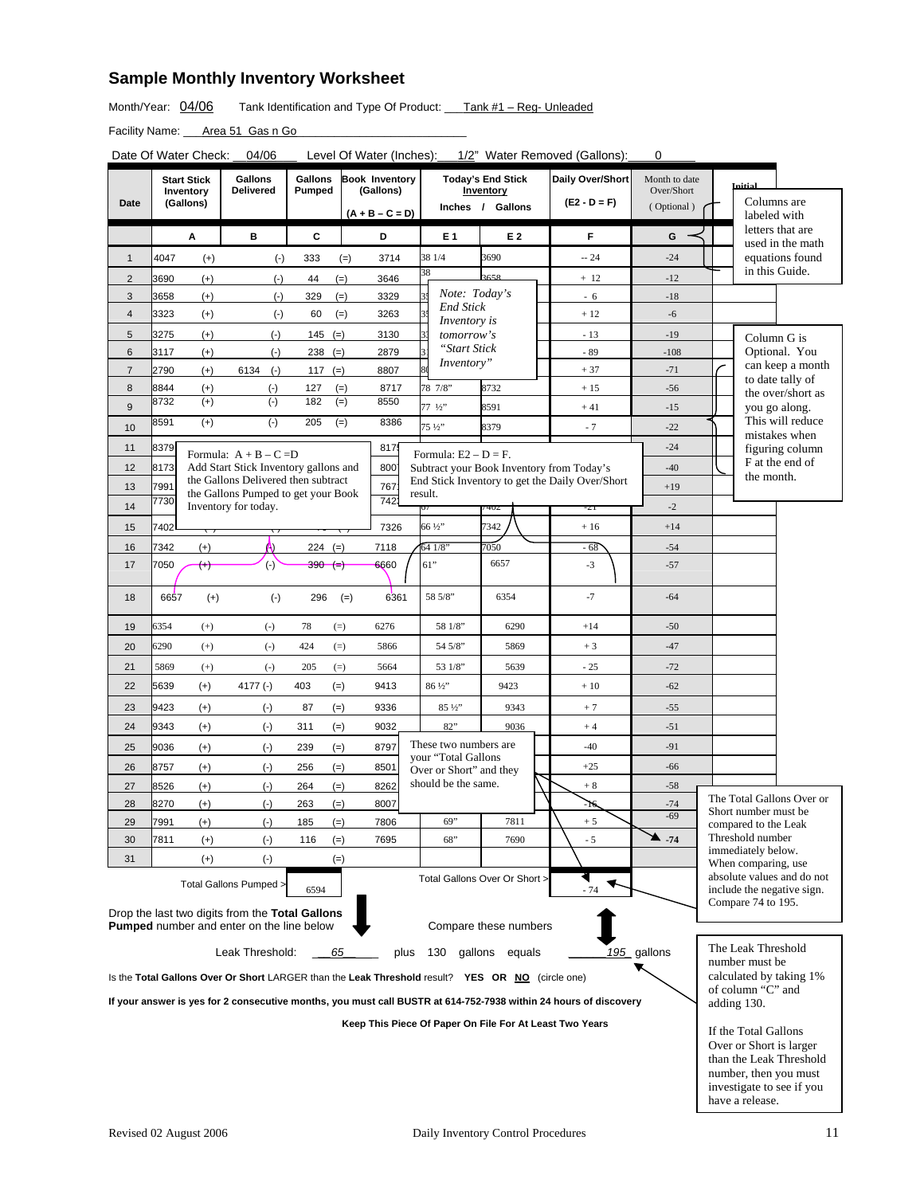## Sample Monthly Inventory Worksheet

Month/Year: 04/06 Tank Identification and Type Of Product: Tank #1 – Reg- Unleaded

Facility Name: Area 51 Gas n Go

Date Of Water Check: 04/06 Level Of Water (Inches): 1/2" Water Removed (Gallons): 0

| Date | Start Stick Inventory (Gallons) | | Gallons Delivered | | Gallons Pumped | | Book Inventory (Gallons) (A + B – C = D) | Today's End Stick Inventory Inches | Today's End Stick Inventory Gallons | Daily Over/Short (E2 - D = F) | Month to date Over/Short (Optional) | Initial |
|---|---|---|---|---|---|---|---|---|---|---|---|---|
| | A | | B | | C | | D | E 1 | E 2 | F | G | |
| 1 | 4047 | (+) | | (-) | 333 | (=) | 3714 | 38 1/4 | 3690 | -- 24 | -24 | |
| 2 | 3690 | (+) | | (-) | 44 | (=) | 3646 | 38 | 3658 | + 12 | -12 | |
| 3 | 3658 | (+) | | (-) | 329 | (=) | 3329 | | | - 6 | -18 | |
| 4 | 3323 | (+) | | (-) | 60 | (=) | 3263 | | | + 12 | -6 | |
| 5 | 3275 | (+) | | (-) | 145 | (=) | 3130 | | | - 13 | -19 | |
| 6 | 3117 | (+) | | (-) | 238 | (=) | 2879 | | | - 89 | -108 | |
| 7 | 2790 | (+) | 6134 | (-) | 117 | (=) | 8807 | | | + 37 | -71 | |
| 8 | 8844 | (+) | | (-) | 127 | (=) | 8717 | 78 7/8" | 8732 | + 15 | -56 | |
| 9 | 8732 | (+) | | (-) | 182 | (=) | 8550 | 77 ½" | 8591 | + 41 | -15 | |
| 10 | 8591 | (+) | | (-) | 205 | (=) | 8386 | 75 ½" | 8379 | - 7 | -22 | |
| 11 | 8379 | | | | | | 817 | | | | -24 | |
| 12 | 8173 | | | | | | 800 | | | | -40 | |
| 13 | 7991 | | | | | | 767 | | | | +19 | |
| 14 | 7730 | | | | | | 742 | 67 | 7402 | -21 | -2 | |
| 15 | 7402 | | | | | | 7326 | 66 ½" | 7342 | + 16 | +14 | |
| 16 | 7342 | (+) | | (-) | 224 | (=) | 7118 | 64 1/8" | 7050 | - 68 | -54 | |
| 17 | 7050 | (+) | | (-) | 390 | (=) | 6660 | 61" | 6657 | -3 | -57 | |
| 18 | 6657 | (+) | | (-) | 296 | (=) | 6361 | 58 5/8" | 6354 | -7 | -64 | |
| 19 | 6354 | (+) | | (-) | 78 | (=) | 6276 | 58 1/8" | 6290 | +14 | -50 | |
| 20 | 6290 | (+) | | (-) | 424 | (=) | 5866 | 54 5/8" | 5869 | + 3 | -47 | |
| 21 | 5869 | (+) | | (-) | 205 | (=) | 5664 | 53 1/8" | 5639 | - 25 | -72 | |
| 22 | 5639 | (+) | 4177 | (-) | 403 | (=) | 9413 | 86 ½" | 9423 | + 10 | -62 | |
| 23 | 9423 | (+) | | (-) | 87 | (=) | 9336 | 85 ½" | 9343 | + 7 | -55 | |
| 24 | 9343 | (+) | | (-) | 311 | (=) | 9032 | 82" | 9036 | + 4 | -51 | |
| 25 | 9036 | (+) | | (-) | 239 | (=) | 8797 | | | -40 | -91 | |
| 26 | 8757 | (+) | | (-) | 256 | (=) | 8501 | | | +25 | -66 | |
| 27 | 8526 | (+) | | (-) | 264 | (=) | 8262 | | | + 8 | -58 | |
| 28 | 8270 | (+) | | (-) | 263 | (=) | 8007 | | | -16 | -74 | |
| 29 | 7991 | (+) | | (-) | 185 | (=) | 7806 | 69" | 7811 | + 5 | -69 | |
| 30 | 7811 | (+) | | (-) | 116 | (=) | 7695 | 68" | 7690 | - 5 | -74 | |
| 31 | | (+) | | (-) | | (=) | | | | | | |

Total Gallons Pumped > 6594

Total Gallons Over Or Short > - 74

*Note: Today's End Stick Inventory is tomorrow's "Start Stick Inventory"*

Formula: A + B – C =D
Add Start Stick Inventory gallons and the Gallons Delivered then subtract the Gallons Pumped to get your Book Inventory for today.

Formula: E2 – D = F.
Subtract your Book Inventory from Today's End Stick Inventory to get the Daily Over/Short result.

These two numbers are your "Total Gallons Over or Short" and they should be the same.

Columns are labeled with letters that are used in the math equations found in this Guide.

Column G is Optional. You can keep a month to date tally of the over/short as you go along. This will reduce mistakes when figuring column F at the end of the month.

The Total Gallons Over or Short number must be compared to the Leak Threshold number immediately below. When comparing, use absolute values and do not include the negative sign. Compare 74 to 195.

Drop the last two digits from the **Total Gallons Pumped** number and enter on the line below

Compare these numbers

Leak Threshold: 65 plus 130 gallons equals 195 gallons

The Leak Threshold number must be calculated by taking 1% of column "C" and adding 130.

Is the **Total Gallons Over Or Short** LARGER than the **Leak Threshold** result? **YES OR NO** (circle one)

**If your answer is yes for 2 consecutive months, you must call BUSTR at 614-752-7938 within 24 hours of discovery**

**Keep This Piece Of Paper On File For At Least Two Years**

If the Total Gallons Over or Short is larger than the Leak Threshold number, then you must investigate to see if you have a release.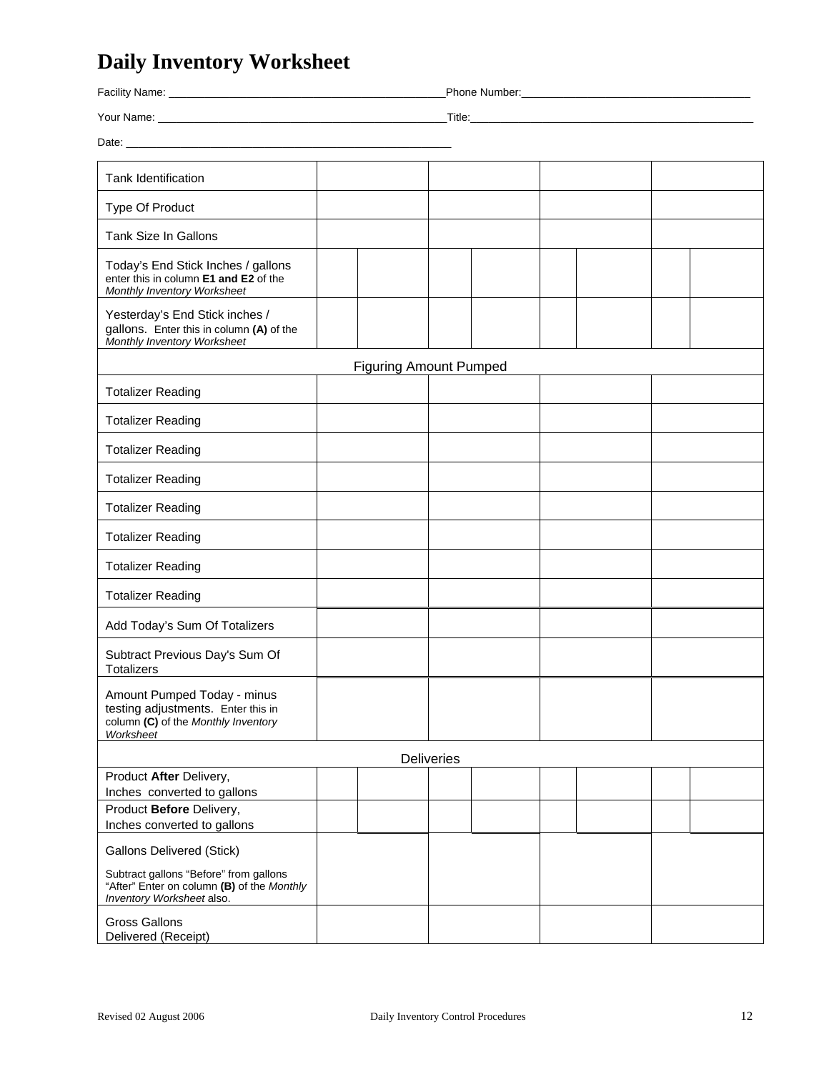# Daily Inventory Worksheet

Facility Name: ____________________________________________Phone Number:____________________________________

Your Name: _______________________________________________Title:_____________________________________________

Date: ____________________________________________________

| Tank Identification | | | | | | | | |
|---|---|---|---|---|---|---|---|---|
| Type Of Product | | | | | | | | |
| Tank Size In Gallons | | | | | | | | |
| Today's End Stick Inches / gallons enter this in column **E1 and E2** of the *Monthly Inventory Worksheet* | | | | | | | | |
| Yesterday's End Stick inches / gallons. Enter this in column **(A)** of the *Monthly Inventory Worksheet* | | | | | | | | |
| Figuring Amount Pumped | | | | | | | | |
| Totalizer Reading | | | | | | | | |
| Totalizer Reading | | | | | | | | |
| Totalizer Reading | | | | | | | | |
| Totalizer Reading | | | | | | | | |
| Totalizer Reading | | | | | | | | |
| Totalizer Reading | | | | | | | | |
| Totalizer Reading | | | | | | | | |
| Totalizer Reading | | | | | | | | |
| Add Today's Sum Of Totalizers | | | | | | | | |
| Subtract Previous Day's Sum Of Totalizers | | | | | | | | |
| Amount Pumped Today - minus testing adjustments. Enter this in column **(C)** of the *Monthly Inventory Worksheet* | | | | | | | | |
| Deliveries | | | | | | | | |
| Product **After** Delivery, Inches converted to gallons | | | | | | | | |
| Product **Before** Delivery, Inches converted to gallons | | | | | | | | |
| Gallons Delivered (Stick) Subtract gallons "Before" from gallons "After" Enter on column **(B)** of the *Monthly Inventory Worksheet* also. | | | | | | | | |
| Gross Gallons Delivered (Receipt) | | | | | | | | |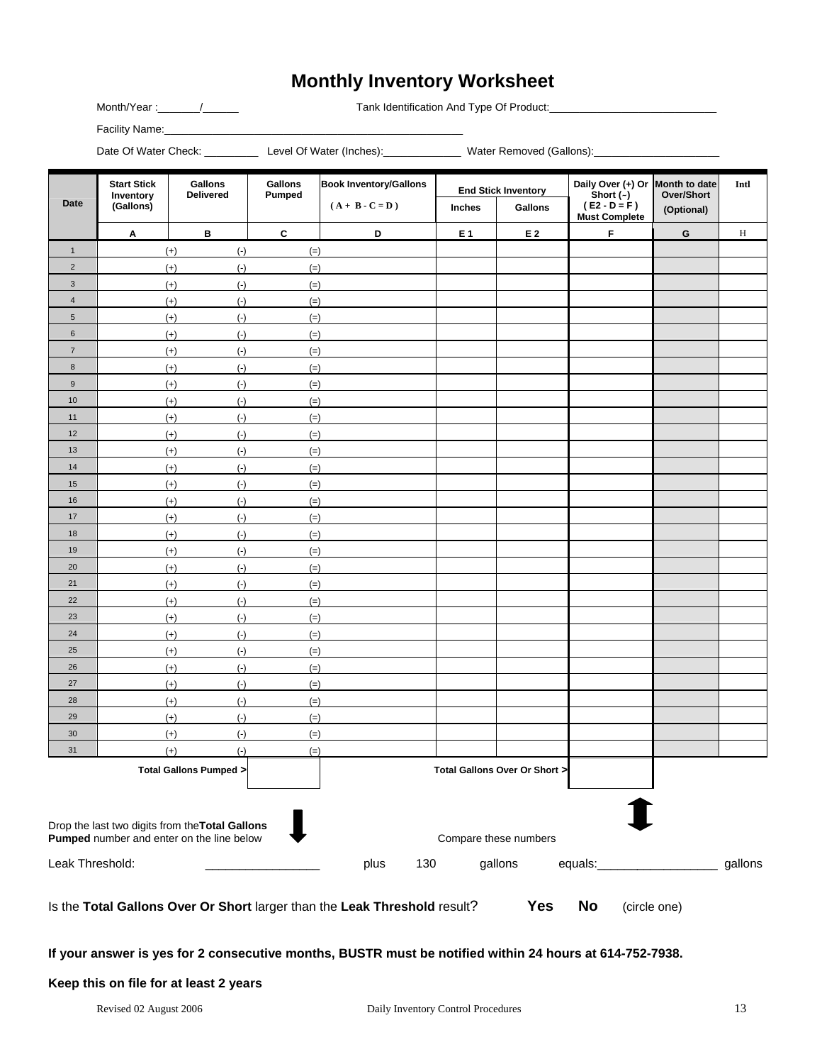# Monthly Inventory Worksheet

Month/Year :_______/______ Tank Identification And Type Of Product:____________________________

Facility Name:___________________________________________________

Date Of Water Check: _________ Level Of Water (Inches):_____________ Water Removed (Gallons):_____________________

| Date | Start Stick Inventory (Gallons) | Gallons Delivered | Gallons Pumped | Book Inventory/Gallons ( A + B - C = D ) | End Stick Inventory | | Daily Over (+) Or Short (–) ( E2 - D = F ) Must Complete | Month to date Over/Short (Optional) | Intl |
|---|---|---|---|---|---|---|---|---|---|
| | | | | | Inches | Gallons | | | |
| | A | B | C | D | E 1 | E 2 | F | G | H |
| 1 | (+) | (-) | (=) | | | | | | |
| 2 | (+) | (-) | (=) | | | | | | |
| 3 | (+) | (-) | (=) | | | | | | |
| 4 | (+) | (-) | (=) | | | | | | |
| 5 | (+) | (-) | (=) | | | | | | |
| 6 | (+) | (-) | (=) | | | | | | |
| 7 | (+) | (-) | (=) | | | | | | |
| 8 | (+) | (-) | (=) | | | | | | |
| 9 | (+) | (-) | (=) | | | | | | |
| 10 | (+) | (-) | (=) | | | | | | |
| 11 | (+) | (-) | (=) | | | | | | |
| 12 | (+) | (-) | (=) | | | | | | |
| 13 | (+) | (-) | (=) | | | | | | |
| 14 | (+) | (-) | (=) | | | | | | |
| 15 | (+) | (-) | (=) | | | | | | |
| 16 | (+) | (-) | (=) | | | | | | |
| 17 | (+) | (-) | (=) | | | | | | |
| 18 | (+) | (-) | (=) | | | | | | |
| 19 | (+) | (-) | (=) | | | | | | |
| 20 | (+) | (-) | (=) | | | | | | |
| 21 | (+) | (-) | (=) | | | | | | |
| 22 | (+) | (-) | (=) | | | | | | |
| 23 | (+) | (-) | (=) | | | | | | |
| 24 | (+) | (-) | (=) | | | | | | |
| 25 | (+) | (-) | (=) | | | | | | |
| 26 | (+) | (-) | (=) | | | | | | |
| 27 | (+) | (-) | (=) | | | | | | |
| 28 | (+) | (-) | (=) | | | | | | |
| 29 | (+) | (-) | (=) | | | | | | |
| 30 | (+) | (-) | (=) | | | | | | |
| 31 | (+) | (-) | (=) | | | | | | |
| | | Total Gallons Pumped > | | | | Total Gallons Over Or Short > | | | |

Drop the last two digits from the **Total Gallons Pumped** number and enter on the line below

Compare these numbers

Leak Threshold: _________________ plus 130 gallons equals:__________________ gallons

Is the **Total Gallons Over Or Short** larger than the **Leak Threshold** result? **Yes** **No** (circle one)

**If your answer is yes for 2 consecutive months, BUSTR must be notified within 24 hours at 614-752-7938.**

**Keep this on file for at least 2 years**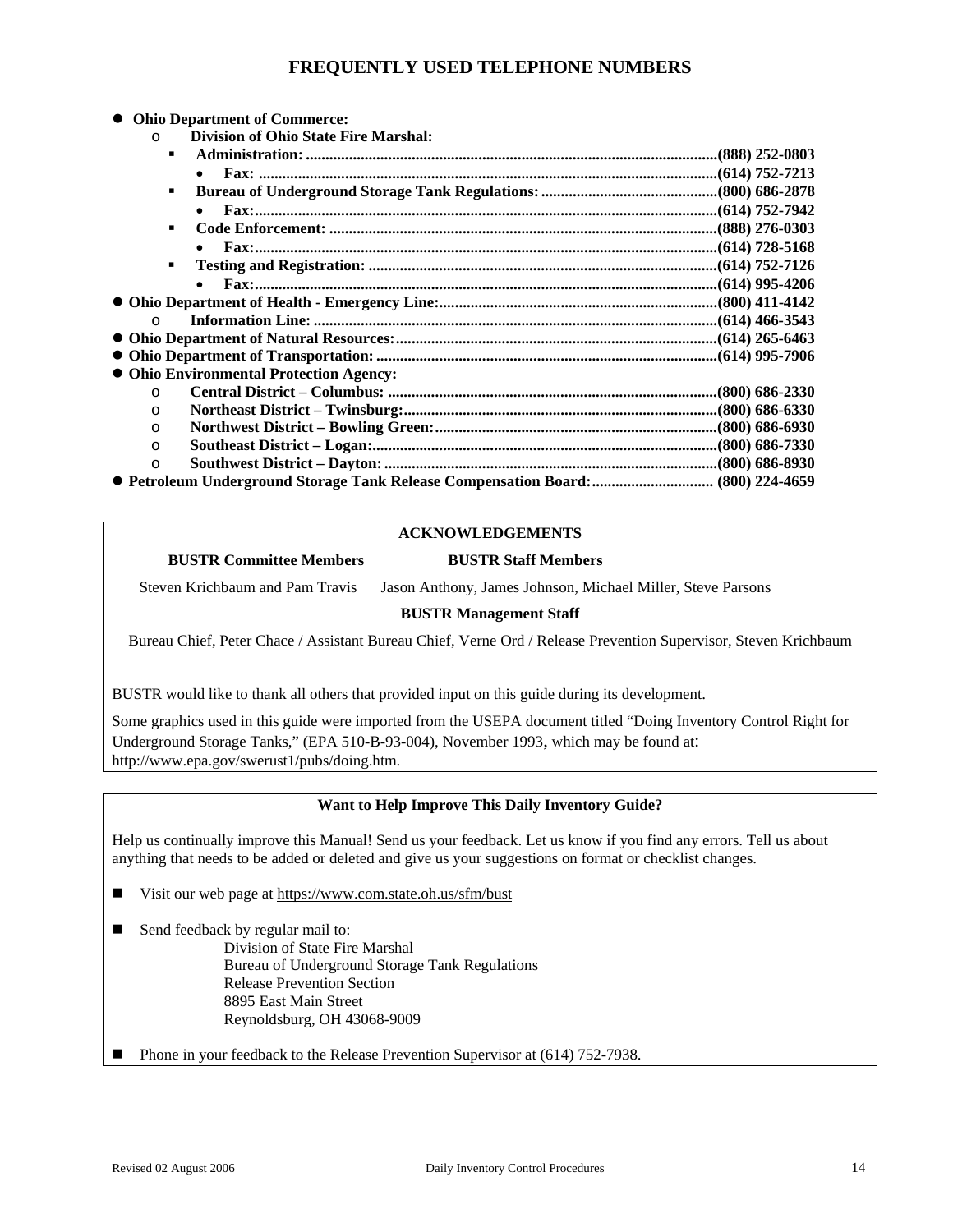# FREQUENTLY USED TELEPHONE NUMBERS

- **Ohio Department of Commerce:**
  - **Division of Ohio State Fire Marshal:**
    - **Administration:........................................................................................................(888) 252-0803**
      - **Fax: ...................................................................................................................(614) 752-7213**
    - **Bureau of Underground Storage Tank Regulations: ............................................(800) 686-2878**
      - **Fax:....................................................................................................................(614) 752-7942**
    - **Code Enforcement: ..................................................................................................(888) 276-0303**
      - **Fax:....................................................................................................................(614) 728-5168**
    - **Testing and Registration: ........................................................................................(614) 752-7126**
      - **Fax:....................................................................................................................(614) 995-4206**
- **Ohio Department of Health - Emergency Line:......................................................................(800) 411-4142**
  - **Information Line: ......................................................................................................(614) 466-3543**
- **Ohio Department of Natural Resources:................................................................................(614) 265-6463**
- **Ohio Department of Transportation: ......................................................................................(614) 995-7906**
- **Ohio Environmental Protection Agency:**
  - **Central District – Columbus: ...................................................................................(800) 686-2330**
  - **Northeast District – Twinsburg:...............................................................................(800) 686-6330**
  - **Northwest District – Bowling Green:.......................................................................(800) 686-6930**
  - **Southeast District – Logan:.......................................................................................(800) 686-7330**
  - **Southwest District – Dayton: ....................................................................................(800) 686-8930**
- **Petroleum Underground Storage Tank Release Compensation Board:............................... (800) 224-4659**

---

**ACKNOWLEDGEMENTS**

| **BUSTR Committee Members** | **BUSTR Staff Members** |
|---|---|
| Steven Krichbaum and Pam Travis | Jason Anthony, James Johnson, Michael Miller, Steve Parsons |

**BUSTR Management Staff**

Bureau Chief, Peter Chace / Assistant Bureau Chief, Verne Ord / Release Prevention Supervisor, Steven Krichbaum

BUSTR would like to thank all others that provided input on this guide during its development.

Some graphics used in this guide were imported from the USEPA document titled "Doing Inventory Control Right for Underground Storage Tanks," (EPA 510-B-93-004), November 1993, which may be found at: http://www.epa.gov/swerust1/pubs/doing.htm.

---

**Want to Help Improve This Daily Inventory Guide?**

Help us continually improve this Manual! Send us your feedback. Let us know if you find any errors. Tell us about anything that needs to be added or deleted and give us your suggestions on format or checklist changes.

- Visit our web page at https://www.com.state.oh.us/sfm/bust
- Send feedback by regular mail to:
  Division of State Fire Marshal
  Bureau of Underground Storage Tank Regulations
  Release Prevention Section
  8895 East Main Street
  Reynoldsburg, OH 43068-9009
- Phone in your feedback to the Release Prevention Supervisor at (614) 752-7938.